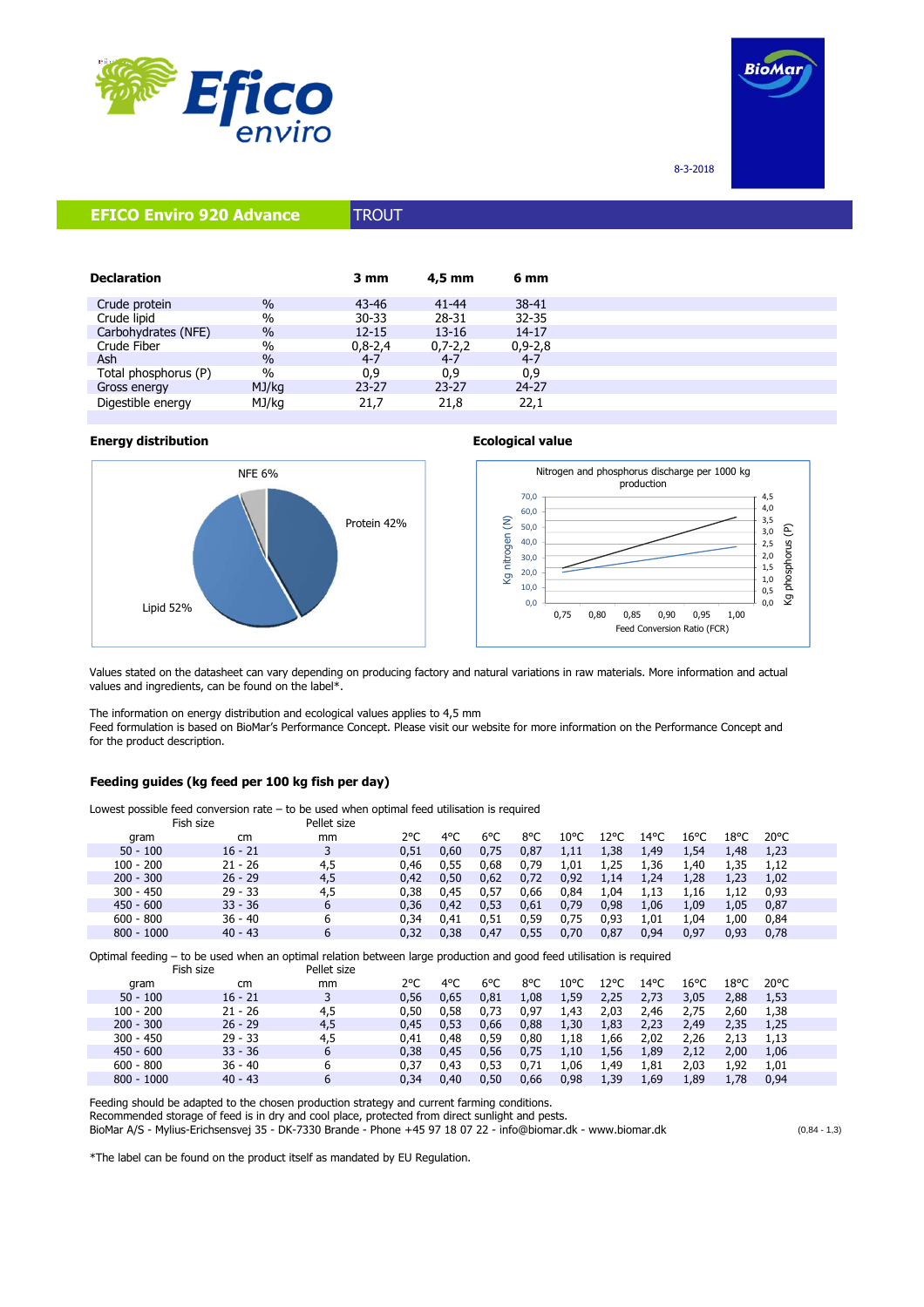8-3-2018

# EFICO Enviro 920 Advance — TROUT

| Declaration | | 3 mm | 4,5 mm | 6 mm |
|---|---|---|---|---|
| Crude protein | % | 43-46 | 41-44 | 38-41 |
| Crude lipid | % | 30-33 | 28-31 | 32-35 |
| Carbohydrates (NFE) | % | 12-15 | 13-16 | 14-17 |
| Crude Fiber | % | 0,8-2,4 | 0,7-2,2 | 0,9-2,8 |
| Ash | % | 4-7 | 4-7 | 4-7 |
| Total phosphorus (P) | % | 0,9 | 0,9 | 0,9 |
| Gross energy | MJ/kg | 23-27 | 23-27 | 24-27 |
| Digestible energy | MJ/kg | 21,7 | 21,8 | 22,1 |

**Energy distribution**

NFE 6%, Protein 42%, Lipid 52%

**Ecological value**

Nitrogen and phosphorus discharge per 1000 kg production

Values stated on the datasheet can vary depending on producing factory and natural variations in raw materials. More information and actual values and ingredients, can be found on the label*.

The information on energy distribution and ecological values applies to 4,5 mm
Feed formulation is based on BioMar's Performance Concept. Please visit our website for more information on the Performance Concept and for the product description.

## Feeding guides (kg feed per 100 kg fish per day)

Lowest possible feed conversion rate – to be used when optimal feed utilisation is required

| Fish size gram | cm | Pellet size mm | 2°C | 4°C | 6°C | 8°C | 10°C | 12°C | 14°C | 16°C | 18°C | 20°C |
|---|---|---|---|---|---|---|---|---|---|---|---|---|
| 50 - 100 | 16 - 21 | 3 | 0,51 | 0,60 | 0,75 | 0,87 | 1,11 | 1,38 | 1,49 | 1,54 | 1,48 | 1,23 |
| 100 - 200 | 21 - 26 | 4,5 | 0,46 | 0,55 | 0,68 | 0,79 | 1,01 | 1,25 | 1,36 | 1,40 | 1,35 | 1,12 |
| 200 - 300 | 26 - 29 | 4,5 | 0,42 | 0,50 | 0,62 | 0,72 | 0,92 | 1,14 | 1,24 | 1,28 | 1,23 | 1,02 |
| 300 - 450 | 29 - 33 | 4,5 | 0,38 | 0,45 | 0,57 | 0,66 | 0,84 | 1,04 | 1,13 | 1,16 | 1,12 | 0,93 |
| 450 - 600 | 33 - 36 | 6 | 0,36 | 0,42 | 0,53 | 0,61 | 0,79 | 0,98 | 1,06 | 1,09 | 1,05 | 0,87 |
| 600 - 800 | 36 - 40 | 6 | 0,34 | 0,41 | 0,51 | 0,59 | 0,75 | 0,93 | 1,01 | 1,04 | 1,00 | 0,84 |
| 800 - 1000 | 40 - 43 | 6 | 0,32 | 0,38 | 0,47 | 0,55 | 0,70 | 0,87 | 0,94 | 0,97 | 0,93 | 0,78 |

Optimal feeding – to be used when an optimal relation between large production and good feed utilisation is required

| Fish size gram | cm | Pellet size mm | 2°C | 4°C | 6°C | 8°C | 10°C | 12°C | 14°C | 16°C | 18°C | 20°C |
|---|---|---|---|---|---|---|---|---|---|---|---|---|
| 50 - 100 | 16 - 21 | 3 | 0,56 | 0,65 | 0,81 | 1,08 | 1,59 | 2,25 | 2,73 | 3,05 | 2,88 | 1,53 |
| 100 - 200 | 21 - 26 | 4,5 | 0,50 | 0,58 | 0,73 | 0,97 | 1,43 | 2,03 | 2,46 | 2,75 | 2,60 | 1,38 |
| 200 - 300 | 26 - 29 | 4,5 | 0,45 | 0,53 | 0,66 | 0,88 | 1,30 | 1,83 | 2,23 | 2,49 | 2,35 | 1,25 |
| 300 - 450 | 29 - 33 | 4,5 | 0,41 | 0,48 | 0,59 | 0,80 | 1,18 | 1,66 | 2,02 | 2,26 | 2,13 | 1,13 |
| 450 - 600 | 33 - 36 | 6 | 0,38 | 0,45 | 0,56 | 0,75 | 1,10 | 1,56 | 1,89 | 2,12 | 2,00 | 1,06 |
| 600 - 800 | 36 - 40 | 6 | 0,37 | 0,43 | 0,53 | 0,71 | 1,06 | 1,49 | 1,81 | 2,03 | 1,92 | 1,01 |
| 800 - 1000 | 40 - 43 | 6 | 0,34 | 0,40 | 0,50 | 0,66 | 0,98 | 1,39 | 1,69 | 1,89 | 1,78 | 0,94 |

Feeding should be adapted to the chosen production strategy and current farming conditions.
Recommended storage of feed is in dry and cool place, protected from direct sunlight and pests.
BioMar A/S - Mylius-Erichsensvej 35 - DK-7330 Brande - Phone +45 97 18 07 22 - info@biomar.dk - www.biomar.dk

(0,84 - 1,3)

*The label can be found on the product itself as mandated by EU Regulation.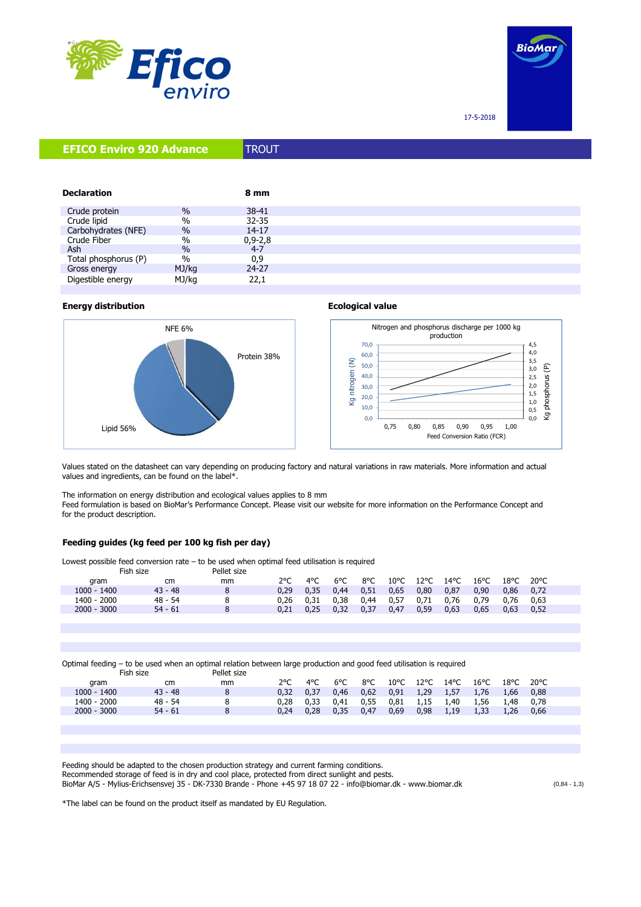Efico enviro

BioMar

17-5-2018

## EFICO Enviro 920 Advance TROUT

| Declaration | | 8 mm |
|---|---|---|
| Crude protein | % | 38-41 |
| Crude lipid | % | 32-35 |
| Carbohydrates (NFE) | % | 14-17 |
| Crude Fiber | % | 0,9-2,8 |
| Ash | % | 4-7 |
| Total phosphorus (P) | % | 0,9 |
| Gross energy | MJ/kg | 24-27 |
| Digestible energy | MJ/kg | 22,1 |

### Energy distribution

NFE 6%

Protein 38%

Lipid 56%

### Ecological value

Nitrogen and phosphorus discharge per 1000 kg production

Kg nitrogen (N): 70,0, 60,0, 50,0, 40,0, 30,0, 20,0, 10,0, 0,0

Kg phosphorus (P): 4,5, 4,0, 3,5, 3,0, 2,5, 2,0, 1,5, 1,0, 0,5, 0,0

0,75, 0,80, 0,85, 0,90, 0,95, 1,00

Feed Conversion Ratio (FCR)

Values stated on the datasheet can vary depending on producing factory and natural variations in raw materials. More information and actual values and ingredients, can be found on the label*.

The information on energy distribution and ecological values applies to 8 mm
Feed formulation is based on BioMar's Performance Concept. Please visit our website for more information on the Performance Concept and for the product description.

### Feeding guides (kg feed per 100 kg fish per day)

Lowest possible feed conversion rate – to be used when optimal feed utilisation is required

| Fish size gram | cm | Pellet size mm | 2°C | 4°C | 6°C | 8°C | 10°C | 12°C | 14°C | 16°C | 18°C | 20°C |
|---|---|---|---|---|---|---|---|---|---|---|---|---|
| 1000 - 1400 | 43 - 48 | 8 | 0,29 | 0,35 | 0,44 | 0,51 | 0,65 | 0,80 | 0,87 | 0,90 | 0,86 | 0,72 |
| 1400 - 2000 | 48 - 54 | 8 | 0,26 | 0,31 | 0,38 | 0,44 | 0,57 | 0,71 | 0,76 | 0,79 | 0,76 | 0,63 |
| 2000 - 3000 | 54 - 61 | 8 | 0,21 | 0,25 | 0,32 | 0,37 | 0,47 | 0,59 | 0,63 | 0,65 | 0,63 | 0,52 |

Optimal feeding – to be used when an optimal relation between large production and good feed utilisation is required

| Fish size gram | cm | Pellet size mm | 2°C | 4°C | 6°C | 8°C | 10°C | 12°C | 14°C | 16°C | 18°C | 20°C |
|---|---|---|---|---|---|---|---|---|---|---|---|---|
| 1000 - 1400 | 43 - 48 | 8 | 0,32 | 0,37 | 0,46 | 0,62 | 0,91 | 1,29 | 1,57 | 1,76 | 1,66 | 0,88 |
| 1400 - 2000 | 48 - 54 | 8 | 0,28 | 0,33 | 0,41 | 0,55 | 0,81 | 1,15 | 1,40 | 1,56 | 1,48 | 0,78 |
| 2000 - 3000 | 54 - 61 | 8 | 0,24 | 0,28 | 0,35 | 0,47 | 0,69 | 0,98 | 1,19 | 1,33 | 1,26 | 0,66 |

Feeding should be adapted to the chosen production strategy and current farming conditions.
Recommended storage of feed is in dry and cool place, protected from direct sunlight and pests.
BioMar A/S - Mylius-Erichsensvej 35 - DK-7330 Brande - Phone +45 97 18 07 22 - info@biomar.dk - www.biomar.dk

(0,84 - 1,3)

*The label can be found on the product itself as mandated by EU Regulation.